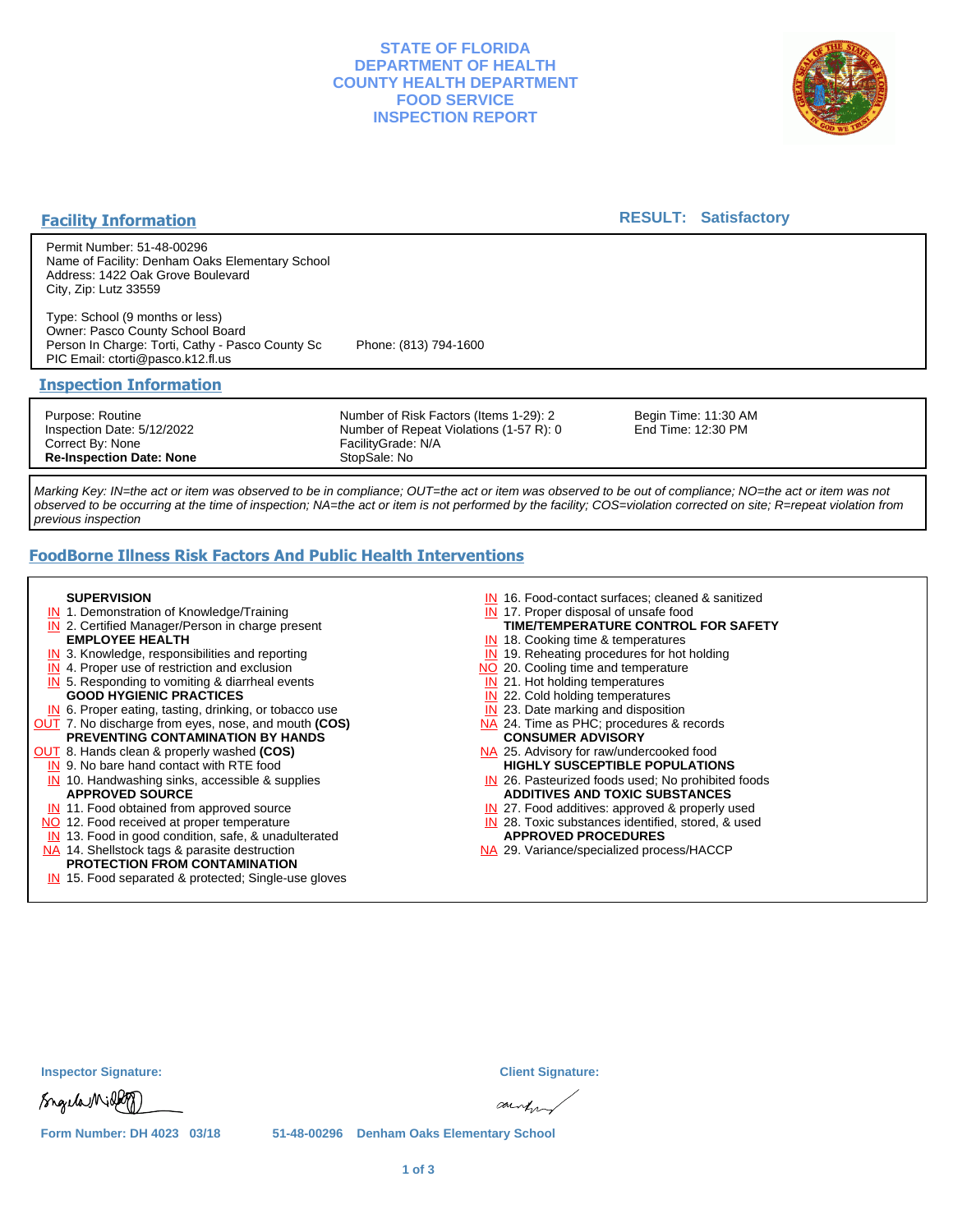# STATE OF FLORIDA
# DEPARTMENT OF HEALTH
# COUNTY HEALTH DEPARTMENT
# FOOD SERVICE
# INSPECTION REPORT

## Facility Information

**RESULT: Satisfactory**

Permit Number: 51-48-00296
Name of Facility: Denham Oaks Elementary School
Address: 1422 Oak Grove Boulevard
City, Zip: Lutz 33559

Type: School (9 months or less)
Owner: Pasco County School Board
Person In Charge: Torti, Cathy - Pasco County Sc    Phone: (813) 794-1600
PIC Email: ctorti@pasco.k12.fl.us

## Inspection Information

| | | |
|---|---|---|
| Purpose: Routine | Number of Risk Factors (Items 1-29): 2 | Begin Time: 11:30 AM |
| Inspection Date: 5/12/2022 | Number of Repeat Violations (1-57 R): 0 | End Time: 12:30 PM |
| Correct By: None | FacilityGrade: N/A | |
| **Re-Inspection Date: None** | StopSale: No | |

*Marking Key: IN=the act or item was observed to be in compliance; OUT=the act or item was observed to be out of compliance; NO=the act or item was not observed to be occurring at the time of inspection; NA=the act or item is not performed by the facility; COS=violation corrected on site; R=repeat violation from previous inspection*

## FoodBorne Illness Risk Factors And Public Health Interventions

**SUPERVISION**
- IN 1. Demonstration of Knowledge/Training
- IN 2. Certified Manager/Person in charge present

**EMPLOYEE HEALTH**
- IN 3. Knowledge, responsibilities and reporting
- IN 4. Proper use of restriction and exclusion
- IN 5. Responding to vomiting & diarrheal events

**GOOD HYGIENIC PRACTICES**
- IN 6. Proper eating, tasting, drinking, or tobacco use
- OUT 7. No discharge from eyes, nose, and mouth **(COS)**

**PREVENTING CONTAMINATION BY HANDS**
- OUT 8. Hands clean & properly washed **(COS)**
- IN 9. No bare hand contact with RTE food
- IN 10. Handwashing sinks, accessible & supplies

**APPROVED SOURCE**
- IN 11. Food obtained from approved source
- NO 12. Food received at proper temperature
- IN 13. Food in good condition, safe, & unadulterated
- NA 14. Shellstock tags & parasite destruction

**PROTECTION FROM CONTAMINATION**
- IN 15. Food separated & protected; Single-use gloves
- IN 16. Food-contact surfaces; cleaned & sanitized
- IN 17. Proper disposal of unsafe food

**TIME/TEMPERATURE CONTROL FOR SAFETY**
- IN 18. Cooking time & temperatures
- IN 19. Reheating procedures for hot holding
- NO 20. Cooling time and temperature
- IN 21. Hot holding temperatures
- IN 22. Cold holding temperatures
- IN 23. Date marking and disposition
- NA 24. Time as PHC; procedures & records

**CONSUMER ADVISORY**
- NA 25. Advisory for raw/undercooked food

**HIGHLY SUSCEPTIBLE POPULATIONS**
- IN 26. Pasteurized foods used; No prohibited foods

**ADDITIVES AND TOXIC SUBSTANCES**
- IN 27. Food additives: approved & properly used
- IN 28. Toxic substances identified, stored, & used

**APPROVED PROCEDURES**
- NA 29. Variance/specialized process/HACCP

Inspector Signature:    Client Signature:

Form Number: DH 4023 03/18    51-48-00296 Denham Oaks Elementary School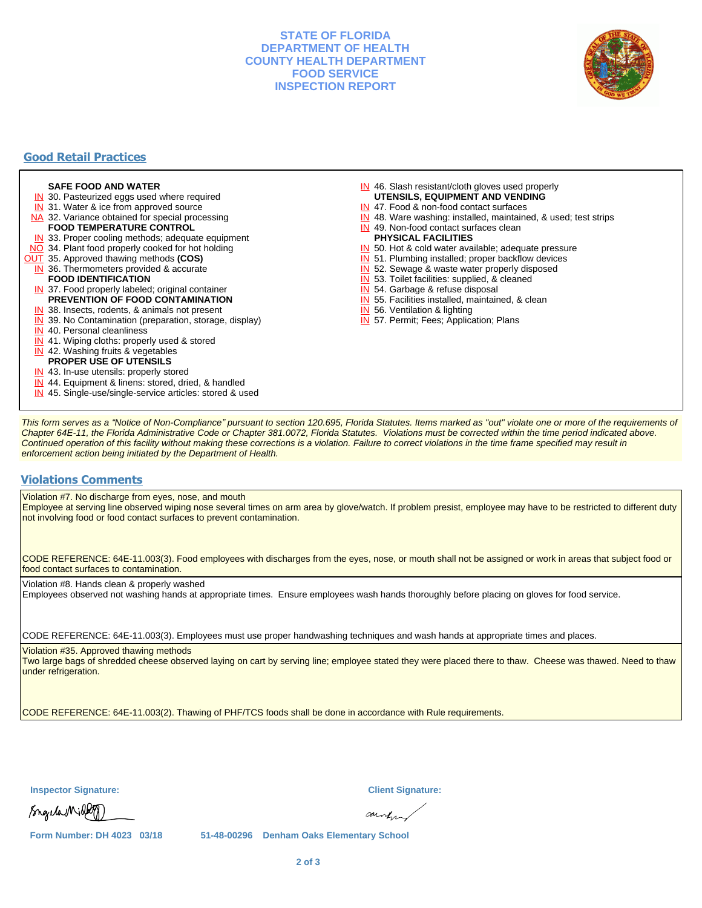**STATE OF FLORIDA**
**DEPARTMENT OF HEALTH**
**COUNTY HEALTH DEPARTMENT**
**FOOD SERVICE**
**INSPECTION REPORT**

## Good Retail Practices

**SAFE FOOD AND WATER**
- IN 30. Pasteurized eggs used where required
- IN 31. Water & ice from approved source
- NA 32. Variance obtained for special processing

**FOOD TEMPERATURE CONTROL**
- IN 33. Proper cooling methods; adequate equipment
- NO 34. Plant food properly cooked for hot holding
- OUT 35. Approved thawing methods **(COS)**
- IN 36. Thermometers provided & accurate

**FOOD IDENTIFICATION**
- IN 37. Food properly labeled; original container

**PREVENTION OF FOOD CONTAMINATION**
- IN 38. Insects, rodents, & animals not present
- IN 39. No Contamination (preparation, storage, display)
- IN 40. Personal cleanliness
- IN 41. Wiping cloths: properly used & stored
- IN 42. Washing fruits & vegetables

**PROPER USE OF UTENSILS**
- IN 43. In-use utensils: properly stored
- IN 44. Equipment & linens: stored, dried, & handled
- IN 45. Single-use/single-service articles: stored & used
- IN 46. Slash resistant/cloth gloves used properly

**UTENSILS, EQUIPMENT AND VENDING**
- IN 47. Food & non-food contact surfaces
- IN 48. Ware washing: installed, maintained, & used; test strips
- IN 49. Non-food contact surfaces clean

**PHYSICAL FACILITIES**
- IN 50. Hot & cold water available; adequate pressure
- IN 51. Plumbing installed; proper backflow devices
- IN 52. Sewage & waste water properly disposed
- IN 53. Toilet facilities: supplied, & cleaned
- IN 54. Garbage & refuse disposal
- IN 55. Facilities installed, maintained, & clean
- IN 56. Ventilation & lighting
- IN 57. Permit; Fees; Application; Plans

*This form serves as a "Notice of Non-Compliance" pursuant to section 120.695, Florida Statutes. Items marked as "out" violate one or more of the requirements of Chapter 64E-11, the Florida Administrative Code or Chapter 381.0072, Florida Statutes. Violations must be corrected within the time period indicated above. Continued operation of this facility without making these corrections is a violation. Failure to correct violations in the time frame specified may result in enforcement action being initiated by the Department of Health.*

## Violations Comments

Violation #7. No discharge from eyes, nose, and mouth
Employee at serving line observed wiping nose several times on arm area by glove/watch. If problem presist, employee may have to be restricted to different duty not involving food or food contact surfaces to prevent contamination.

CODE REFERENCE: 64E-11.003(3). Food employees with discharges from the eyes, nose, or mouth shall not be assigned or work in areas that subject food or food contact surfaces to contamination.

Violation #8. Hands clean & properly washed
Employees observed not washing hands at appropriate times. Ensure employees wash hands thoroughly before placing on gloves for food service.

CODE REFERENCE: 64E-11.003(3). Employees must use proper handwashing techniques and wash hands at appropriate times and places.

Violation #35. Approved thawing methods
Two large bags of shredded cheese observed laying on cart by serving line; employee stated they were placed there to thaw. Cheese was thawed. Need to thaw under refrigeration.

CODE REFERENCE: 64E-11.003(2). Thawing of PHF/TCS foods shall be done in accordance with Rule requirements.

**Inspector Signature:**

**Client Signature:**

**Form Number: DH 4023 03/18** **51-48-00296 Denham Oaks Elementary School**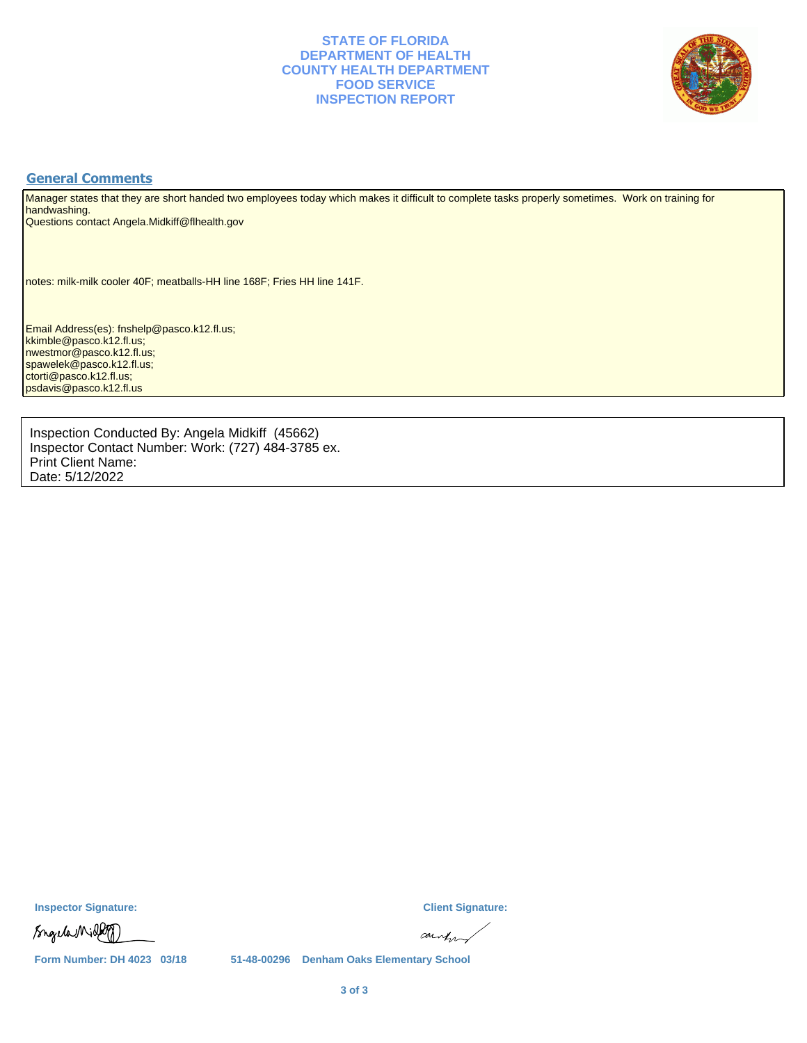**STATE OF FLORIDA**
**DEPARTMENT OF HEALTH**
**COUNTY HEALTH DEPARTMENT**
**FOOD SERVICE**
**INSPECTION REPORT**

## General Comments

Manager states that they are short handed two employees today which makes it difficult to complete tasks properly sometimes. Work on training for handwashing.
Questions contact Angela.Midkiff@flhealth.gov

notes: milk-milk cooler 40F; meatballs-HH line 168F; Fries HH line 141F.

Email Address(es): fnshelp@pasco.k12.fl.us;
kkimble@pasco.k12.fl.us;
nwestmor@pasco.k12.fl.us;
spawelek@pasco.k12.fl.us;
ctorti@pasco.k12.fl.us;
psdavis@pasco.k12.fl.us

Inspection Conducted By: Angela Midkiff (45662)
Inspector Contact Number: Work: (727) 484-3785 ex.
Print Client Name:
Date: 5/12/2022

**Inspector Signature:**

**Client Signature:**

**Form Number: DH 4023 03/18** **51-48-00296 Denham Oaks Elementary School**